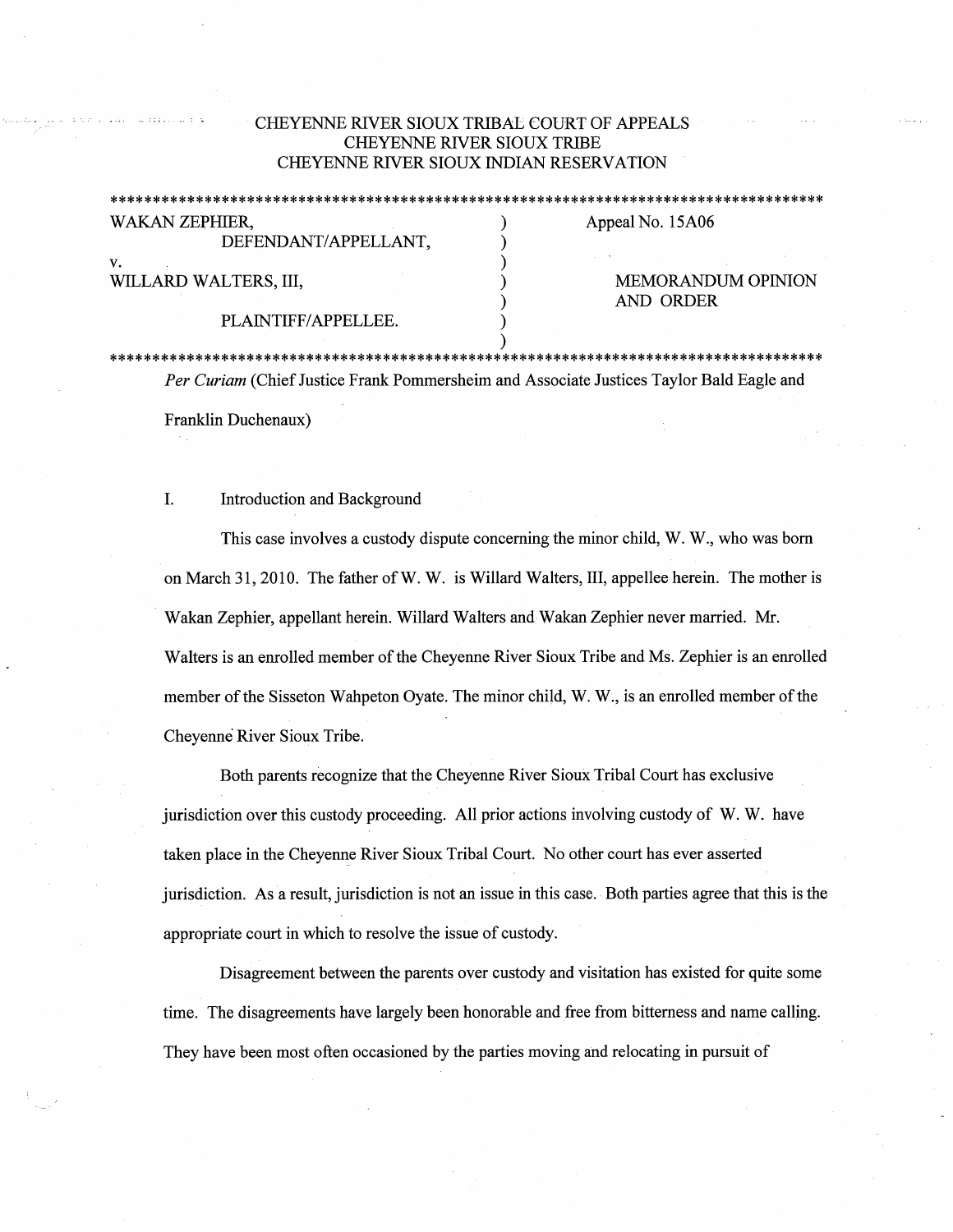CHEYENNE RIVER SIOUX TRIBAL COURT OF APPEALS
CHEYENNE RIVER SIOUX TRIBE
CHEYENNE RIVER SIOUX INDIAN RESERVATION

***

| | | |
|---|---|---|
| WAKAN ZEPHIER, DEFENDANT/APPELLANT, | ) | Appeal No. 15A06 |
| v. | ) | |
| WILLARD WALTERS, III, | ) | MEMORANDUM OPINION AND ORDER |
| PLAINTIFF/APPELLEE. | ) | |

***

*Per Curiam* (Chief Justice Frank Pommersheim and Associate Justices Taylor Bald Eagle and Franklin Duchenaux)

## I. Introduction and Background

This case involves a custody dispute concerning the minor child, W. W., who was born on March 31, 2010. The father of W. W. is Willard Walters, III, appellee herein. The mother is Wakan Zephier, appellant herein. Willard Walters and Wakan Zephier never married. Mr. Walters is an enrolled member of the Cheyenne River Sioux Tribe and Ms. Zephier is an enrolled member of the Sisseton Wahpeton Oyate. The minor child, W. W., is an enrolled member of the Cheyenne River Sioux Tribe.

Both parents recognize that the Cheyenne River Sioux Tribal Court has exclusive jurisdiction over this custody proceeding. All prior actions involving custody of W. W. have taken place in the Cheyenne River Sioux Tribal Court. No other court has ever asserted jurisdiction. As a result, jurisdiction is not an issue in this case. Both parties agree that this is the appropriate court in which to resolve the issue of custody.

Disagreement between the parents over custody and visitation has existed for quite some time. The disagreements have largely been honorable and free from bitterness and name calling. They have been most often occasioned by the parties moving and relocating in pursuit of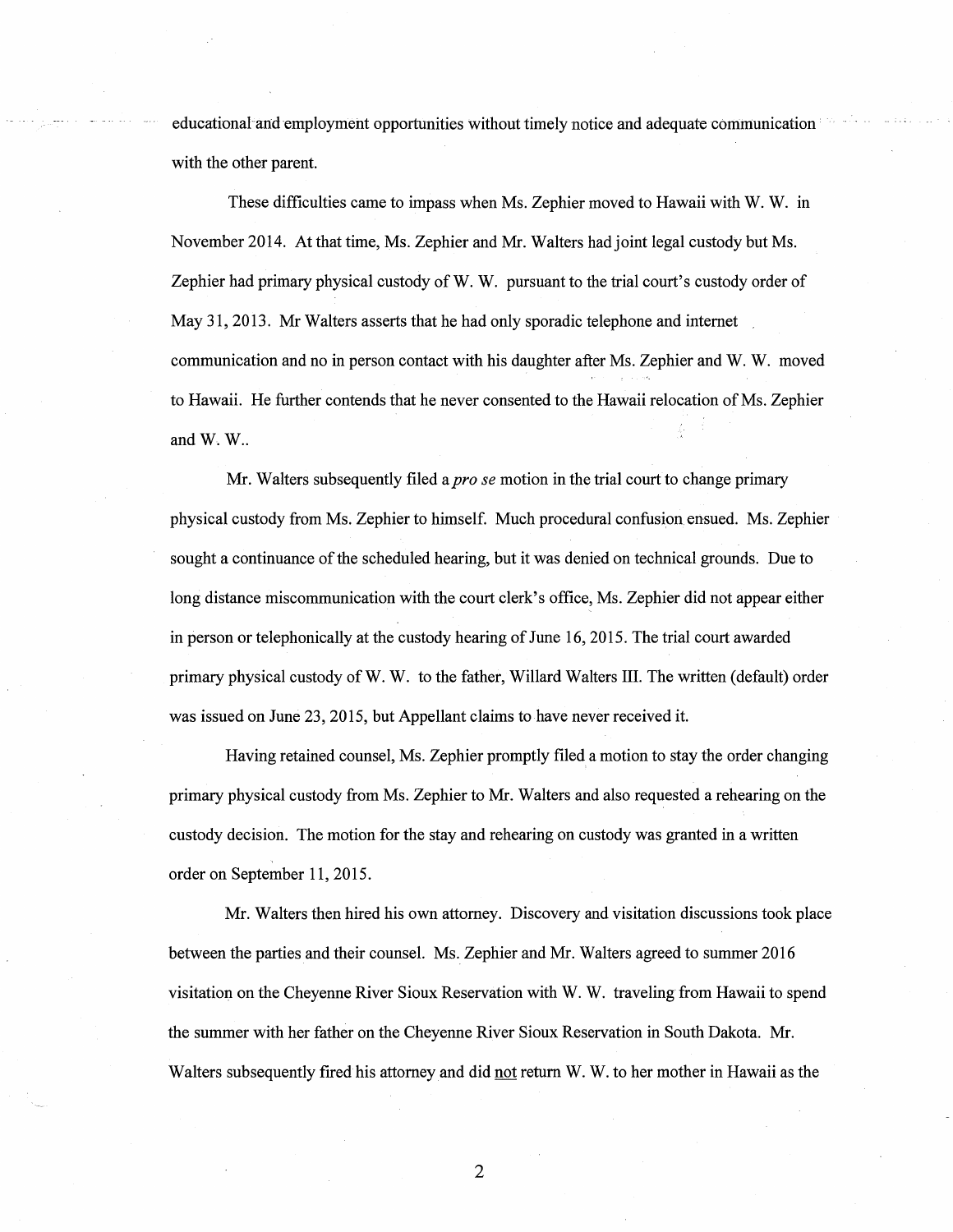educational and employment opportunities without timely notice and adequate communication with the other parent.

These difficulties came to impass when Ms. Zephier moved to Hawaii with W. W. in November 2014. At that time, Ms. Zephier and Mr. Walters had joint legal custody but Ms. Zephier had primary physical custody of W. W. pursuant to the trial court's custody order of May 31, 2013. Mr Walters asserts that he had only sporadic telephone and internet communication and no in person contact with his daughter after Ms. Zephier and W. W. moved to Hawaii. He further contends that he never consented to the Hawaii relocation of Ms. Zephier and W. W..

Mr. Walters subsequently filed a *pro se* motion in the trial court to change primary physical custody from Ms. Zephier to himself. Much procedural confusion ensued. Ms. Zephier sought a continuance of the scheduled hearing, but it was denied on technical grounds. Due to long distance miscommunication with the court clerk's office, Ms. Zephier did not appear either in person or telephonically at the custody hearing of June 16, 2015. The trial court awarded primary physical custody of W. W. to the father, Willard Walters III. The written (default) order was issued on June 23, 2015, but Appellant claims to have never received it.

Having retained counsel, Ms. Zephier promptly filed a motion to stay the order changing primary physical custody from Ms. Zephier to Mr. Walters and also requested a rehearing on the custody decision. The motion for the stay and rehearing on custody was granted in a written order on September 11, 2015.

Mr. Walters then hired his own attorney. Discovery and visitation discussions took place between the parties and their counsel. Ms. Zephier and Mr. Walters agreed to summer 2016 visitation on the Cheyenne River Sioux Reservation with W. W. traveling from Hawaii to spend the summer with her father on the Cheyenne River Sioux Reservation in South Dakota. Mr. Walters subsequently fired his attorney and did <u>not</u> return W. W. to her mother in Hawaii as the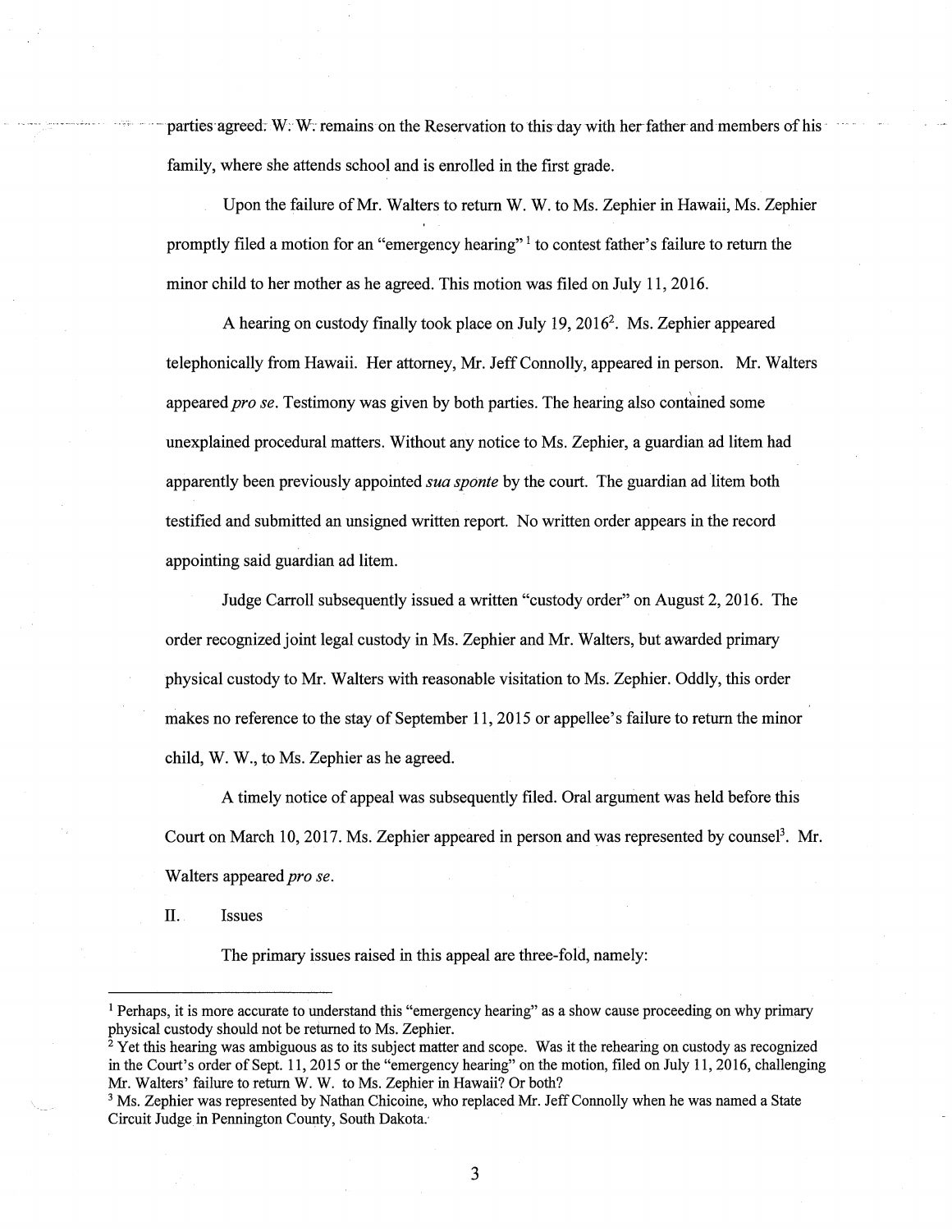parties agreed. W. W. remains on the Reservation to this day with her father and members of his family, where she attends school and is enrolled in the first grade.

Upon the failure of Mr. Walters to return W. W. to Ms. Zephier in Hawaii, Ms. Zephier promptly filed a motion for an "emergency hearing" [1] to contest father's failure to return the minor child to her mother as he agreed. This motion was filed on July 11, 2016.

A hearing on custody finally took place on July 19, 2016[2]. Ms. Zephier appeared telephonically from Hawaii. Her attorney, Mr. Jeff Connolly, appeared in person. Mr. Walters appeared *pro se*. Testimony was given by both parties. The hearing also contained some unexplained procedural matters. Without any notice to Ms. Zephier, a guardian ad litem had apparently been previously appointed *sua sponte* by the court. The guardian ad litem both testified and submitted an unsigned written report. No written order appears in the record appointing said guardian ad litem.

Judge Carroll subsequently issued a written "custody order" on August 2, 2016. The order recognized joint legal custody in Ms. Zephier and Mr. Walters, but awarded primary physical custody to Mr. Walters with reasonable visitation to Ms. Zephier. Oddly, this order makes no reference to the stay of September 11, 2015 or appellee's failure to return the minor child, W. W., to Ms. Zephier as he agreed.

A timely notice of appeal was subsequently filed. Oral argument was held before this Court on March 10, 2017. Ms. Zephier appeared in person and was represented by counsel[3]. Mr. Walters appeared *pro se*.

## II. Issues

The primary issues raised in this appeal are three-fold, namely:

---

[1] Perhaps, it is more accurate to understand this "emergency hearing" as a show cause proceeding on why primary physical custody should not be returned to Ms. Zephier.

[2] Yet this hearing was ambiguous as to its subject matter and scope. Was it the rehearing on custody as recognized in the Court's order of Sept. 11, 2015 or the "emergency hearing" on the motion, filed on July 11, 2016, challenging Mr. Walters' failure to return W. W. to Ms. Zephier in Hawaii? Or both?

[3] Ms. Zephier was represented by Nathan Chicoine, who replaced Mr. Jeff Connolly when he was named a State Circuit Judge in Pennington County, South Dakota.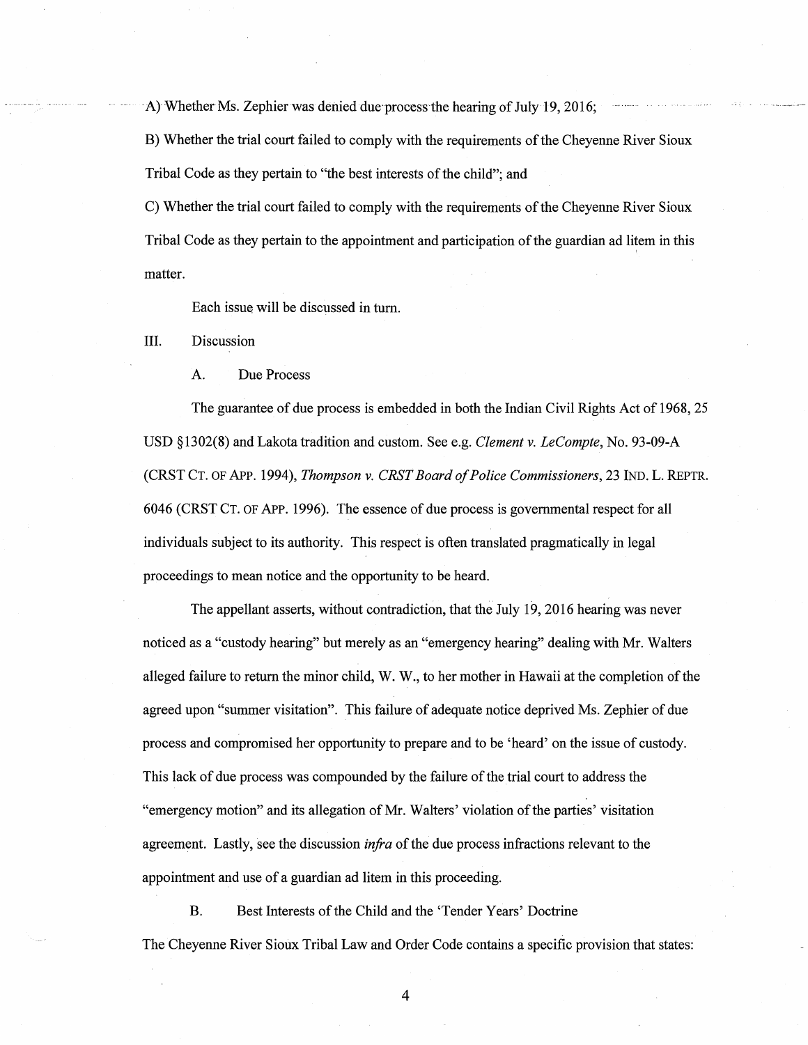A) Whether Ms. Zephier was denied due process the hearing of July 19, 2016;

B) Whether the trial court failed to comply with the requirements of the Cheyenne River Sioux Tribal Code as they pertain to "the best interests of the child"; and

C) Whether the trial court failed to comply with the requirements of the Cheyenne River Sioux Tribal Code as they pertain to the appointment and participation of the guardian ad litem in this matter.

Each issue will be discussed in turn.

III. Discussion

A. Due Process

The guarantee of due process is embedded in both the Indian Civil Rights Act of 1968, 25 USD §1302(8) and Lakota tradition and custom. See e.g. *Clement v. LeCompte*, No. 93-09-A (CRST CT. OF APP. 1994), *Thompson v. CRST Board of Police Commissioners*, 23 IND. L. REPTR. 6046 (CRST CT. OF APP. 1996). The essence of due process is governmental respect for all individuals subject to its authority. This respect is often translated pragmatically in legal proceedings to mean notice and the opportunity to be heard.

The appellant asserts, without contradiction, that the July 19, 2016 hearing was never noticed as a "custody hearing" but merely as an "emergency hearing" dealing with Mr. Walters alleged failure to return the minor child, W. W., to her mother in Hawaii at the completion of the agreed upon "summer visitation". This failure of adequate notice deprived Ms. Zephier of due process and compromised her opportunity to prepare and to be 'heard' on the issue of custody. This lack of due process was compounded by the failure of the trial court to address the "emergency motion" and its allegation of Mr. Walters' violation of the parties' visitation agreement. Lastly, see the discussion *infra* of the due process infractions relevant to the appointment and use of a guardian ad litem in this proceeding.

B. Best Interests of the Child and the 'Tender Years' Doctrine

The Cheyenne River Sioux Tribal Law and Order Code contains a specific provision that states: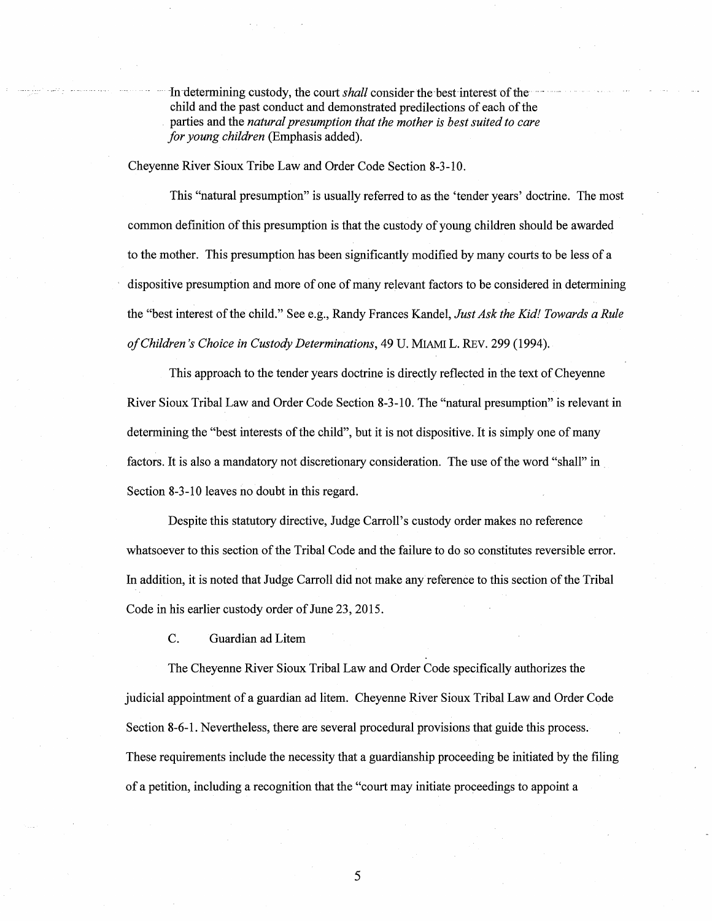> In determining custody, the court *shall* consider the best interest of the child and the past conduct and demonstrated predilections of each of the parties and the *natural presumption that the mother is best suited to care for young children* (Emphasis added).

Cheyenne River Sioux Tribe Law and Order Code Section 8-3-10.

This "natural presumption" is usually referred to as the 'tender years' doctrine. The most common definition of this presumption is that the custody of young children should be awarded to the mother. This presumption has been significantly modified by many courts to be less of a dispositive presumption and more of one of many relevant factors to be considered in determining the "best interest of the child." See e.g., Randy Frances Kandel, *Just Ask the Kid! Towards a Rule of Children's Choice in Custody Determinations*, 49 U. MIAMI L. REV. 299 (1994).

This approach to the tender years doctrine is directly reflected in the text of Cheyenne River Sioux Tribal Law and Order Code Section 8-3-10. The "natural presumption" is relevant in determining the "best interests of the child", but it is not dispositive. It is simply one of many factors. It is also a mandatory not discretionary consideration. The use of the word "shall" in Section 8-3-10 leaves no doubt in this regard.

Despite this statutory directive, Judge Carroll's custody order makes no reference whatsoever to this section of the Tribal Code and the failure to do so constitutes reversible error. In addition, it is noted that Judge Carroll did not make any reference to this section of the Tribal Code in his earlier custody order of June 23, 2015.

### C. Guardian ad Litem

The Cheyenne River Sioux Tribal Law and Order Code specifically authorizes the judicial appointment of a guardian ad litem. Cheyenne River Sioux Tribal Law and Order Code Section 8-6-1. Nevertheless, there are several procedural provisions that guide this process. These requirements include the necessity that a guardianship proceeding be initiated by the filing of a petition, including a recognition that the "court may initiate proceedings to appoint a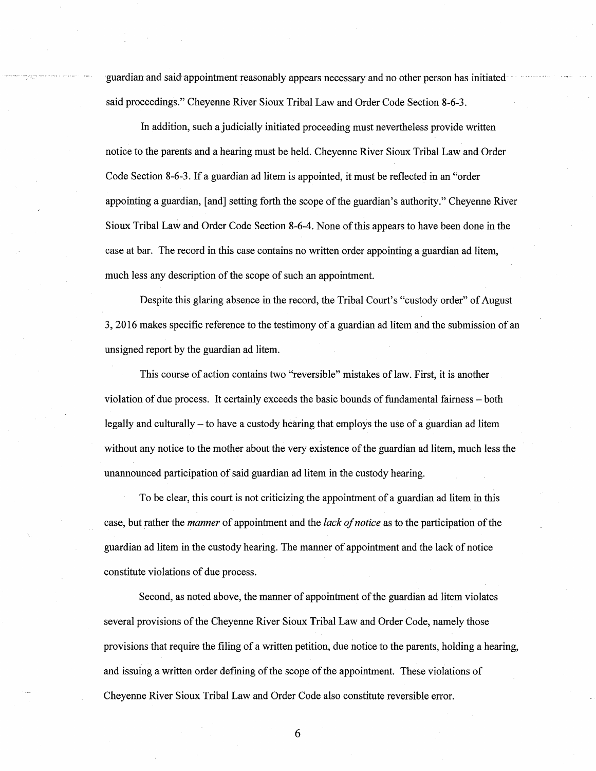guardian and said appointment reasonably appears necessary and no other person has initiated said proceedings." Cheyenne River Sioux Tribal Law and Order Code Section 8-6-3.

In addition, such a judicially initiated proceeding must nevertheless provide written notice to the parents and a hearing must be held. Cheyenne River Sioux Tribal Law and Order Code Section 8-6-3. If a guardian ad litem is appointed, it must be reflected in an "order appointing a guardian, [and] setting forth the scope of the guardian's authority." Cheyenne River Sioux Tribal Law and Order Code Section 8-6-4. None of this appears to have been done in the case at bar. The record in this case contains no written order appointing a guardian ad litem, much less any description of the scope of such an appointment.

Despite this glaring absence in the record, the Tribal Court's "custody order" of August 3, 2016 makes specific reference to the testimony of a guardian ad litem and the submission of an unsigned report by the guardian ad litem.

This course of action contains two "reversible" mistakes of law. First, it is another violation of due process. It certainly exceeds the basic bounds of fundamental fairness – both legally and culturally – to have a custody hearing that employs the use of a guardian ad litem without any notice to the mother about the very existence of the guardian ad litem, much less the unannounced participation of said guardian ad litem in the custody hearing.

To be clear, this court is not criticizing the appointment of a guardian ad litem in this case, but rather the *manner* of appointment and the *lack of notice* as to the participation of the guardian ad litem in the custody hearing. The manner of appointment and the lack of notice constitute violations of due process.

Second, as noted above, the manner of appointment of the guardian ad litem violates several provisions of the Cheyenne River Sioux Tribal Law and Order Code, namely those provisions that require the filing of a written petition, due notice to the parents, holding a hearing, and issuing a written order defining of the scope of the appointment. These violations of Cheyenne River Sioux Tribal Law and Order Code also constitute reversible error.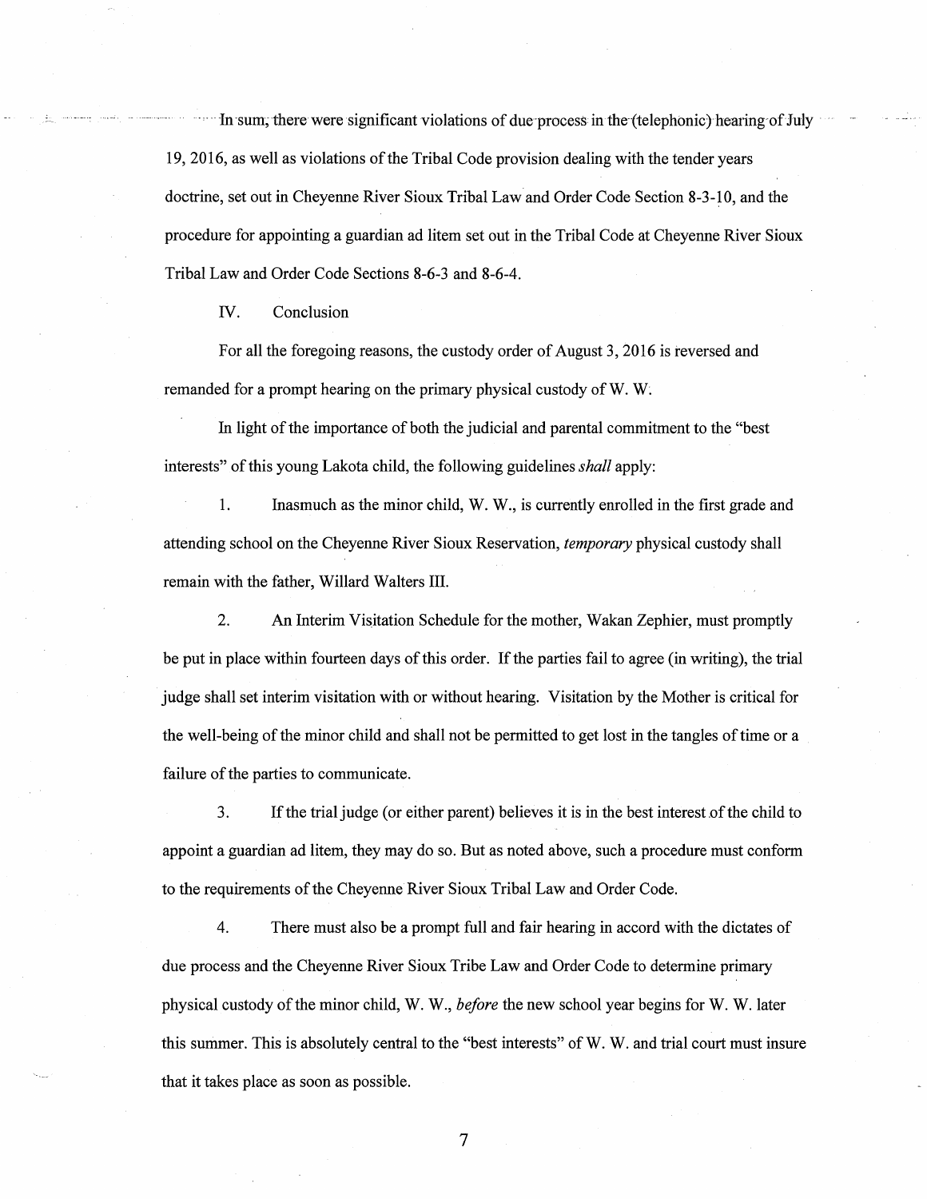In sum, there were significant violations of due process in the (telephonic) hearing of July 19, 2016, as well as violations of the Tribal Code provision dealing with the tender years doctrine, set out in Cheyenne River Sioux Tribal Law and Order Code Section 8-3-10, and the procedure for appointing a guardian ad litem set out in the Tribal Code at Cheyenne River Sioux Tribal Law and Order Code Sections 8-6-3 and 8-6-4.

IV. Conclusion

For all the foregoing reasons, the custody order of August 3, 2016 is reversed and remanded for a prompt hearing on the primary physical custody of W. W.

In light of the importance of both the judicial and parental commitment to the "best interests" of this young Lakota child, the following guidelines *shall* apply:

1. Inasmuch as the minor child, W. W., is currently enrolled in the first grade and attending school on the Cheyenne River Sioux Reservation, *temporary* physical custody shall remain with the father, Willard Walters III.

2. An Interim Visitation Schedule for the mother, Wakan Zephier, must promptly be put in place within fourteen days of this order. If the parties fail to agree (in writing), the trial judge shall set interim visitation with or without hearing. Visitation by the Mother is critical for the well-being of the minor child and shall not be permitted to get lost in the tangles of time or a failure of the parties to communicate.

3. If the trial judge (or either parent) believes it is in the best interest of the child to appoint a guardian ad litem, they may do so. But as noted above, such a procedure must conform to the requirements of the Cheyenne River Sioux Tribal Law and Order Code.

4. There must also be a prompt full and fair hearing in accord with the dictates of due process and the Cheyenne River Sioux Tribe Law and Order Code to determine primary physical custody of the minor child, W. W., *before* the new school year begins for W. W. later this summer. This is absolutely central to the "best interests" of W. W. and trial court must insure that it takes place as soon as possible.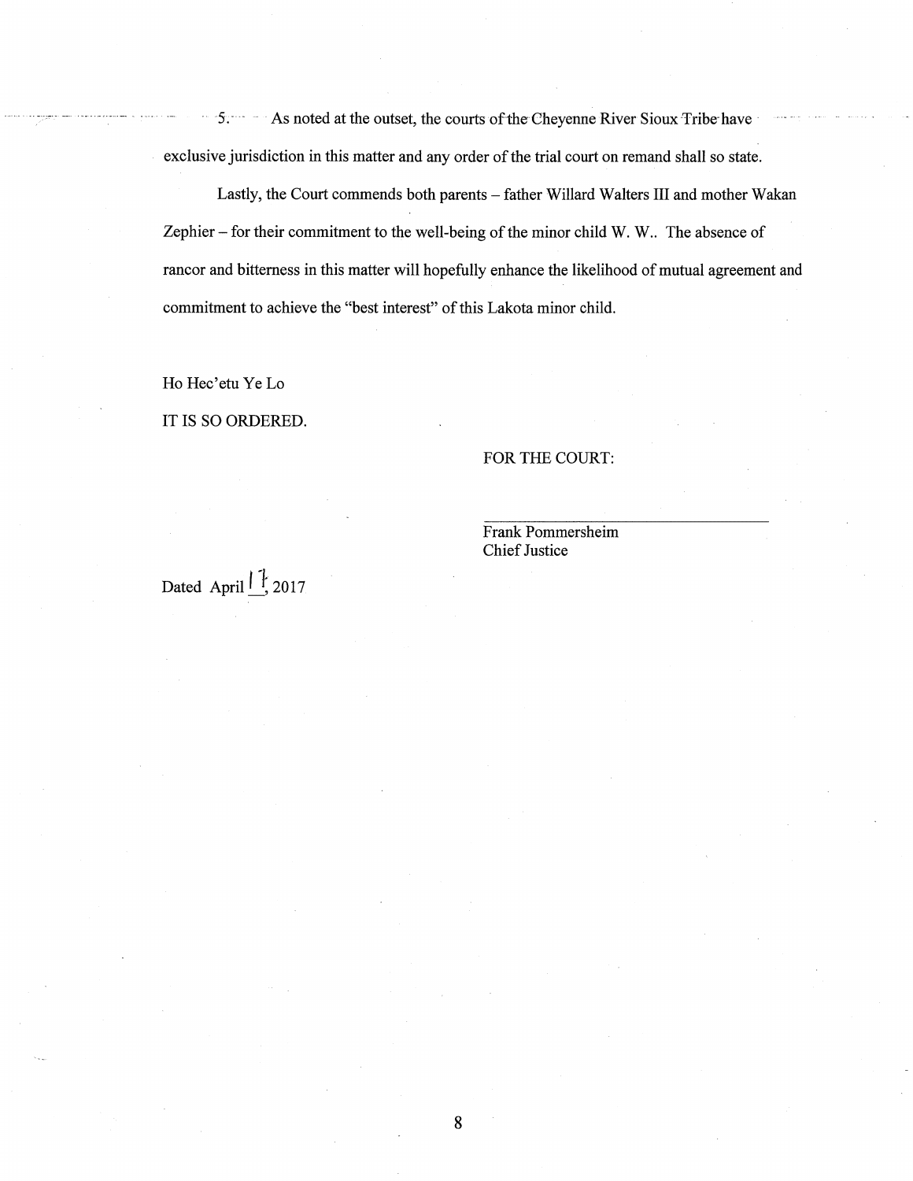5. As noted at the outset, the courts of the Cheyenne River Sioux Tribe have exclusive jurisdiction in this matter and any order of the trial court on remand shall so state.

Lastly, the Court commends both parents – father Willard Walters III and mother Wakan Zephier – for their commitment to the well-being of the minor child W. W.. The absence of rancor and bitterness in this matter will hopefully enhance the likelihood of mutual agreement and commitment to achieve the "best interest" of this Lakota minor child.

Ho Hec'etu Ye Lo

IT IS SO ORDERED.

FOR THE COURT:

\_\_\_\_\_\_\_\_\_\_\_\_\_\_\_\_\_\_\_\_\_\_\_\_\_\_\_\_\_\_\_\_

Frank Pommersheim
Chief Justice

Dated April 17, 2017